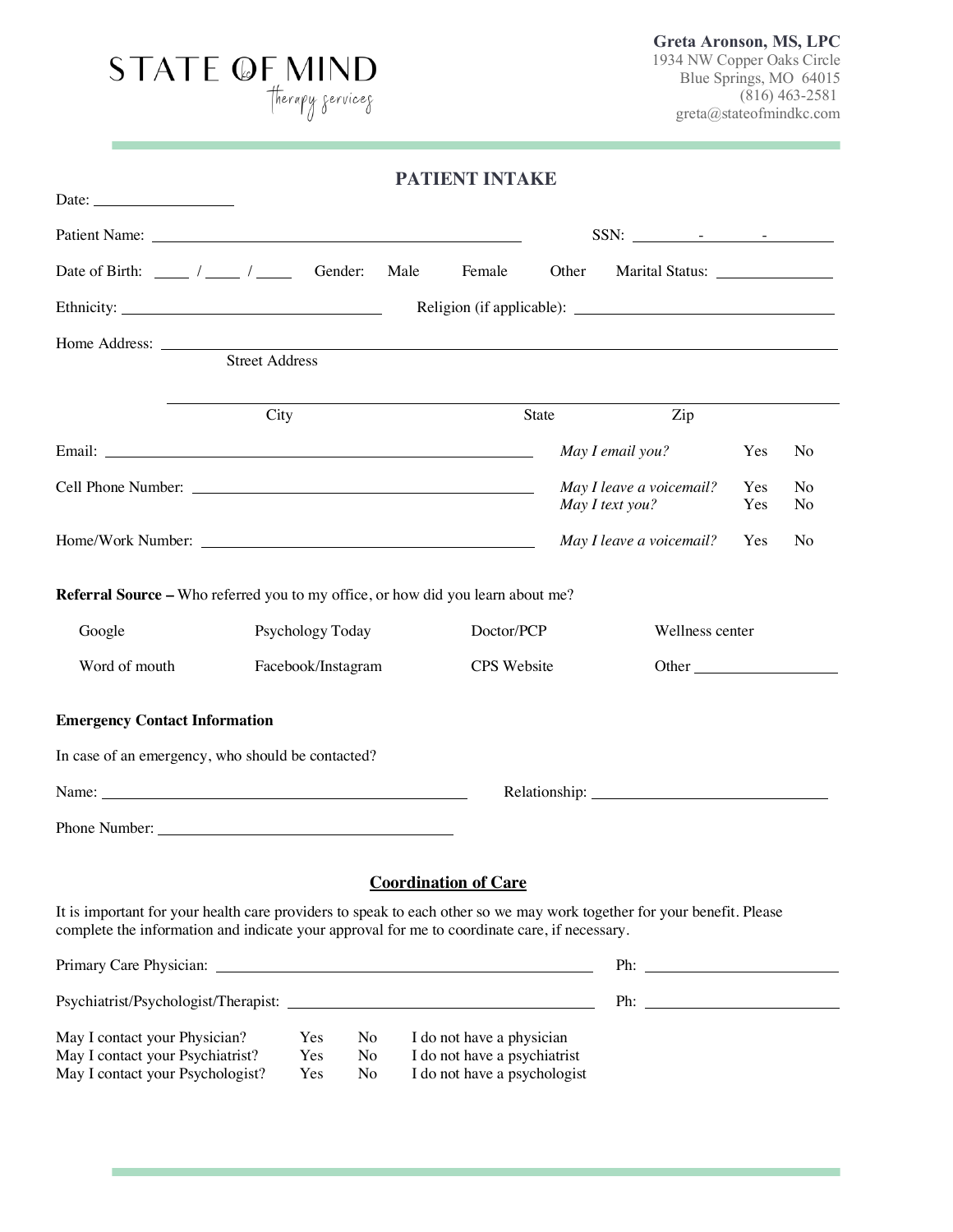STATE OF MIND
therapy services

**Greta Aronson, MS, LPC**
1934 NW Copper Oaks Circle
Blue Springs, MO 64015
(816) 463-2581
greta@stateofmindkc.com

## PATIENT INTAKE

Date: ____________________

Patient Name: ______________________________________________ SSN: ________ - ________ - ________

Date of Birth: ____ / ____ / ____ Gender: Male Female Other Marital Status: ______________

Ethnicity: ______________________________ Religion (if applicable): ______________________________

Home Address: ____________________________________________________________________
Street Address

____________________________________________________________________
City State Zip

Email: ______________________________________________ *May I email you?* Yes No

Cell Phone Number: ______________________________________ *May I leave a voicemail?* Yes No
*May I text you?* Yes No

Home/Work Number: ______________________________________ *May I leave a voicemail?* Yes No

**Referral Source –** Who referred you to my office, or how did you learn about me?

| Google | Psychology Today | Doctor/PCP | Wellness center |
|---|---|---|---|
| Word of mouth | Facebook/Instagram | CPS Website | Other ______________ |

**Emergency Contact Information**

In case of an emergency, who should be contacted?

Name: ______________________________________ Relationship: ______________________________

Phone Number: ______________________________________

## Coordination of Care

It is important for your health care providers to speak to each other so we may work together for your benefit. Please complete the information and indicate your approval for me to coordinate care, if necessary.

Primary Care Physician: __________________________________________ Ph: ____________________

Psychiatrist/Psychologist/Therapist: ______________________________________ Ph: ____________________

| | | | |
|---|---|---|---|
| May I contact your Physician? | Yes | No | I do not have a physician |
| May I contact your Psychiatrist? | Yes | No | I do not have a psychiatrist |
| May I contact your Psychologist? | Yes | No | I do not have a psychologist |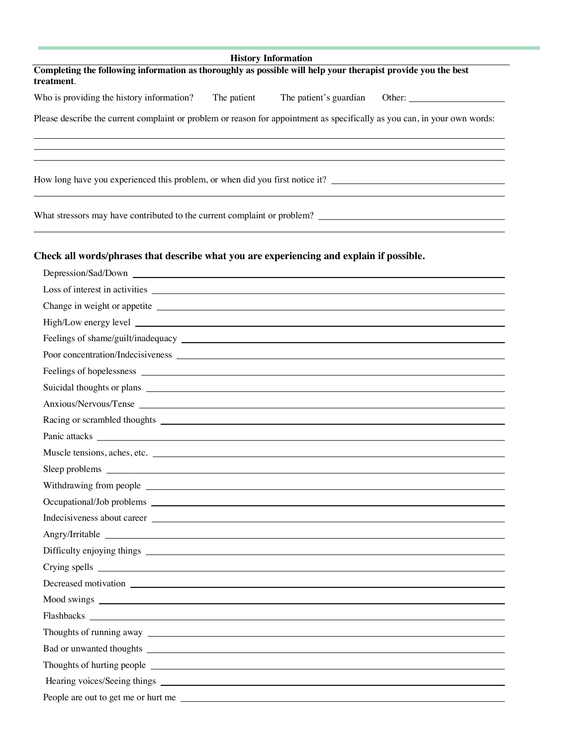## History Information

**Completing the following information as thoroughly as possible will help your therapist provide you the best treatment**.

Who is providing the history information? The patient The patient's guardian Other: ____________________

Please describe the current complaint or problem or reason for appointment as specifically as you can, in your own words:

______________________________________________________________________________

______________________________________________________________________________

______________________________________________________________________________

How long have you experienced this problem, or when did you first notice it? ____________________

______________________________________________________________________________

What stressors may have contributed to the current complaint or problem? ____________________

______________________________________________________________________________

### Check all words/phrases that describe what you are experiencing and explain if possible.

Depression/Sad/Down ____________________

Loss of interest in activities ____________________

Change in weight or appetite ____________________

High/Low energy level ____________________

Feelings of shame/guilt/inadequacy ____________________

Poor concentration/Indecisiveness ____________________

Feelings of hopelessness ____________________

Suicidal thoughts or plans ____________________

Anxious/Nervous/Tense ____________________

Racing or scrambled thoughts ____________________

Panic attacks ____________________

Muscle tensions, aches, etc. ____________________

Sleep problems ____________________

Withdrawing from people ____________________

Occupational/Job problems ____________________

Indecisiveness about career ____________________

Angry/Irritable ____________________

Difficulty enjoying things ____________________

Crying spells ____________________

Decreased motivation ____________________

Mood swings ____________________

Flashbacks ____________________

Thoughts of running away ____________________

Bad or unwanted thoughts ____________________

Thoughts of hurting people ____________________

Hearing voices/Seeing things ____________________

People are out to get me or hurt me ____________________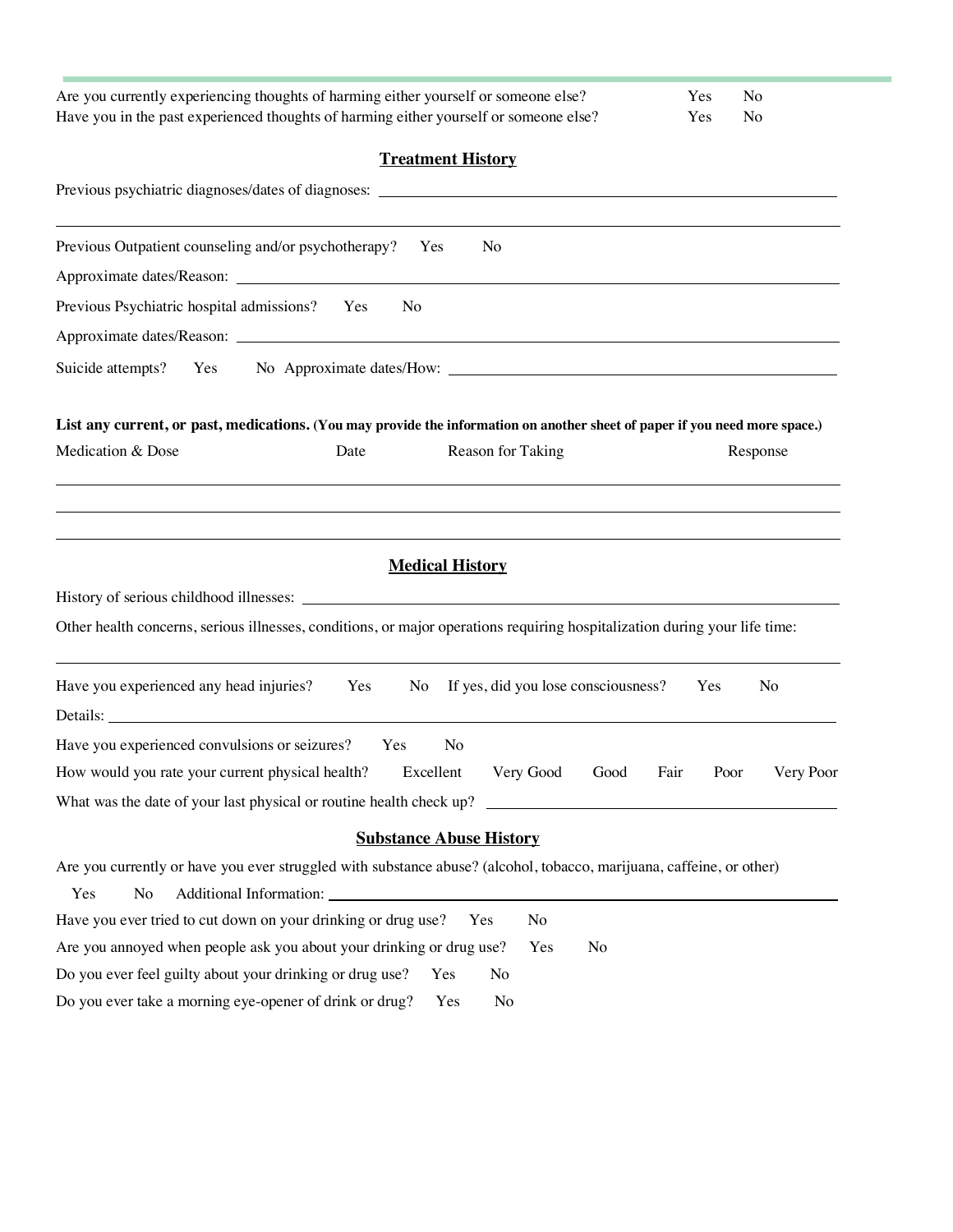Are you currently experiencing thoughts of harming either yourself or someone else? Yes No

Have you in the past experienced thoughts of harming either yourself or someone else? Yes No

## Treatment History

Previous psychiatric diagnoses/dates of diagnoses: ______________________________

______________________________

Previous Outpatient counseling and/or psychotherapy? Yes No

Approximate dates/Reason: ______________________________

Previous Psychiatric hospital admissions? Yes No

Approximate dates/Reason: ______________________________

Suicide attempts? Yes No Approximate dates/How: ______________________________

**List any current, or past, medications. (You may provide the information on another sheet of paper if you need more space.)**

| Medication & Dose | Date | Reason for Taking | Response |
| --- | --- | --- | --- |
| | | | |
| | | | |
| | | | |

## Medical History

History of serious childhood illnesses: ______________________________

Other health concerns, serious illnesses, conditions, or major operations requiring hospitalization during your life time:

______________________________

Have you experienced any head injuries? Yes No If yes, did you lose consciousness? Yes No

Details: ______________________________

Have you experienced convulsions or seizures? Yes No

How would you rate your current physical health? Excellent Very Good Good Fair Poor Very Poor

What was the date of your last physical or routine health check up? ______________________________

## Substance Abuse History

Are you currently or have you ever struggled with substance abuse? (alcohol, tobacco, marijuana, caffeine, or other)

Yes No Additional Information: ______________________________

Have you ever tried to cut down on your drinking or drug use? Yes No

Are you annoyed when people ask you about your drinking or drug use? Yes No

Do you ever feel guilty about your drinking or drug use? Yes No

Do you ever take a morning eye-opener of drink or drug? Yes No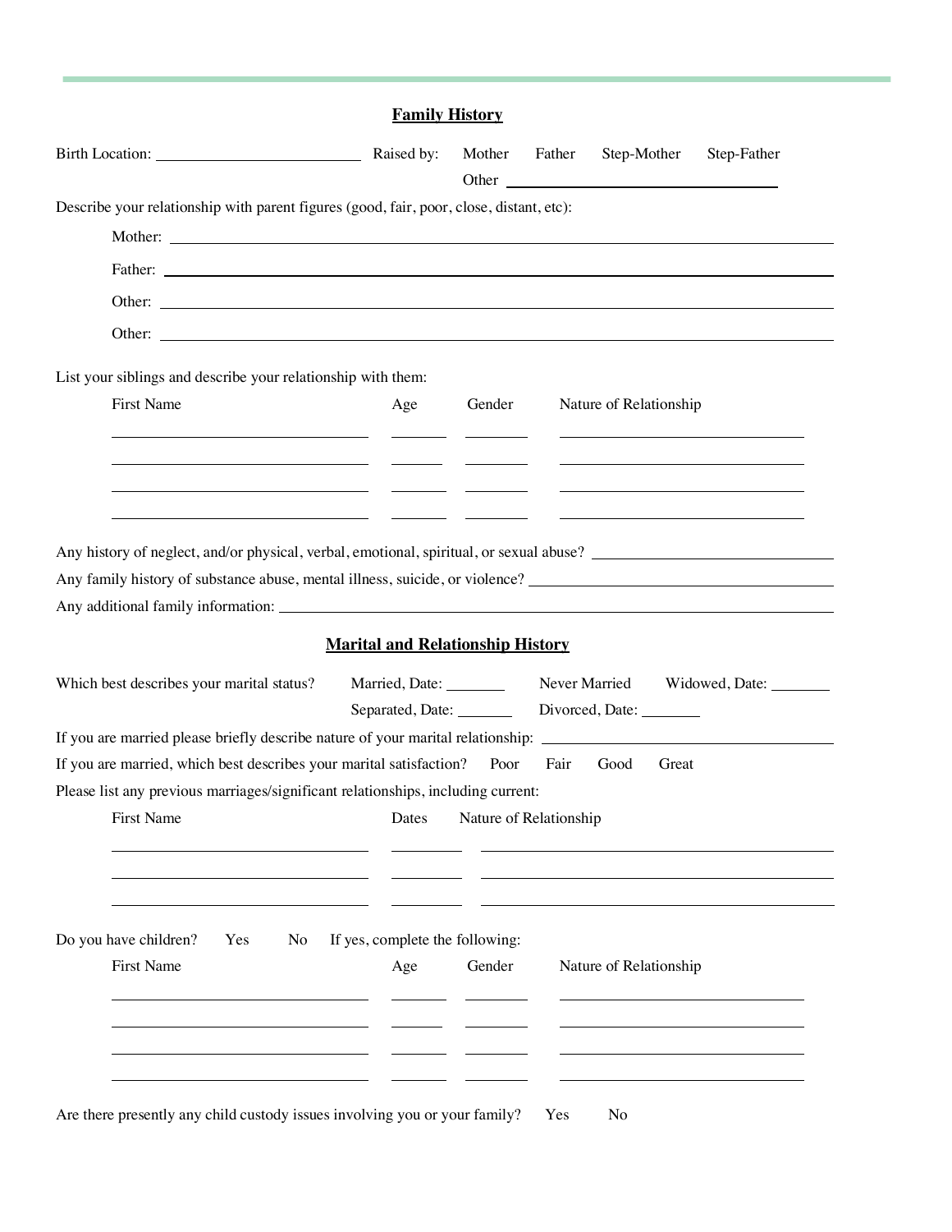## Family History

Birth Location: ____________________________ Raised by: Mother Father Step-Mother Step-Father Other ______________________________

Describe your relationship with parent figures (good, fair, poor, close, distant, etc):

Mother: ______________________________________________________________

Father: ______________________________________________________________

Other: ______________________________________________________________

Other: ______________________________________________________________

List your siblings and describe your relationship with them:

| First Name | Age | Gender | Nature of Relationship |
| --- | --- | --- | --- |
| | | | |
| | | | |
| | | | |
| | | | |

Any history of neglect, and/or physical, verbal, emotional, spiritual, or sexual abuse? ______________________________

Any family history of substance abuse, mental illness, suicide, or violence? ______________________________

Any additional family information: ______________________________________________________________

## Marital and Relationship History

Which best describes your marital status? Married, Date: ________ Never Married Widowed, Date: ________ Separated, Date: ________ Divorced, Date: ________

If you are married please briefly describe nature of your marital relationship: ______________________________

If you are married, which best describes your marital satisfaction? Poor Fair Good Great

Please list any previous marriages/significant relationships, including current:

| First Name | Dates | Nature of Relationship |
| --- | --- | --- |
| | | |
| | | |
| | | |

Do you have children? Yes No If yes, complete the following:

| First Name | Age | Gender | Nature of Relationship |
| --- | --- | --- | --- |
| | | | |
| | | | |
| | | | |
| | | | |

Are there presently any child custody issues involving you or your family? Yes No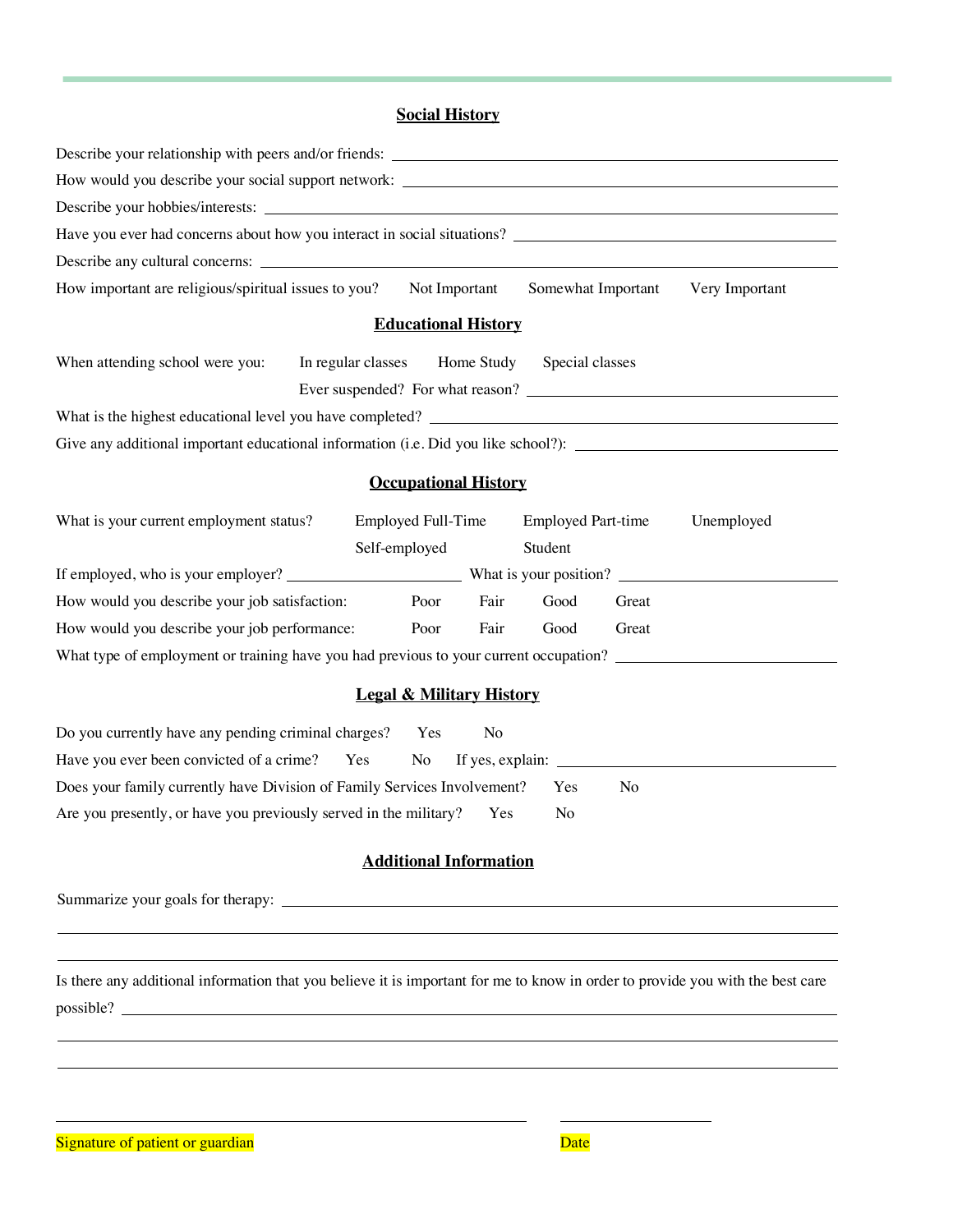## Social History

Describe your relationship with peers and/or friends: ______________________________

How would you describe your social support network: ______________________________

Describe your hobbies/interests: ______________________________

Have you ever had concerns about how you interact in social situations? ______________________________

Describe any cultural concerns: ______________________________

How important are religious/spiritual issues to you? Not Important Somewhat Important Very Important

## Educational History

When attending school were you: In regular classes Home Study Special classes

Ever suspended? For what reason? ______________________________

What is the highest educational level you have completed? ______________________________

Give any additional important educational information (i.e. Did you like school?): ______________________________

## Occupational History

What is your current employment status? Employed Full-Time Employed Part-time Unemployed Self-employed Student

If employed, who is your employer? ____________________ What is your position? ____________________

How would you describe your job satisfaction: Poor Fair Good Great

How would you describe your job performance: Poor Fair Good Great

What type of employment or training have you had previous to your current occupation? ______________________________

## Legal & Military History

Do you currently have any pending criminal charges? Yes No

Have you ever been convicted of a crime? Yes No If yes, explain: ______________________________

Does your family currently have Division of Family Services Involvement? Yes No

Are you presently, or have you previously served in the military? Yes No

## Additional Information

Summarize your goals for therapy: ______________________________

______________________________

______________________________

Is there any additional information that you believe it is important for me to know in order to provide you with the best care possible? ______________________________

______________________________

______________________________

______________________________ ____________________

Signature of patient or guardian Date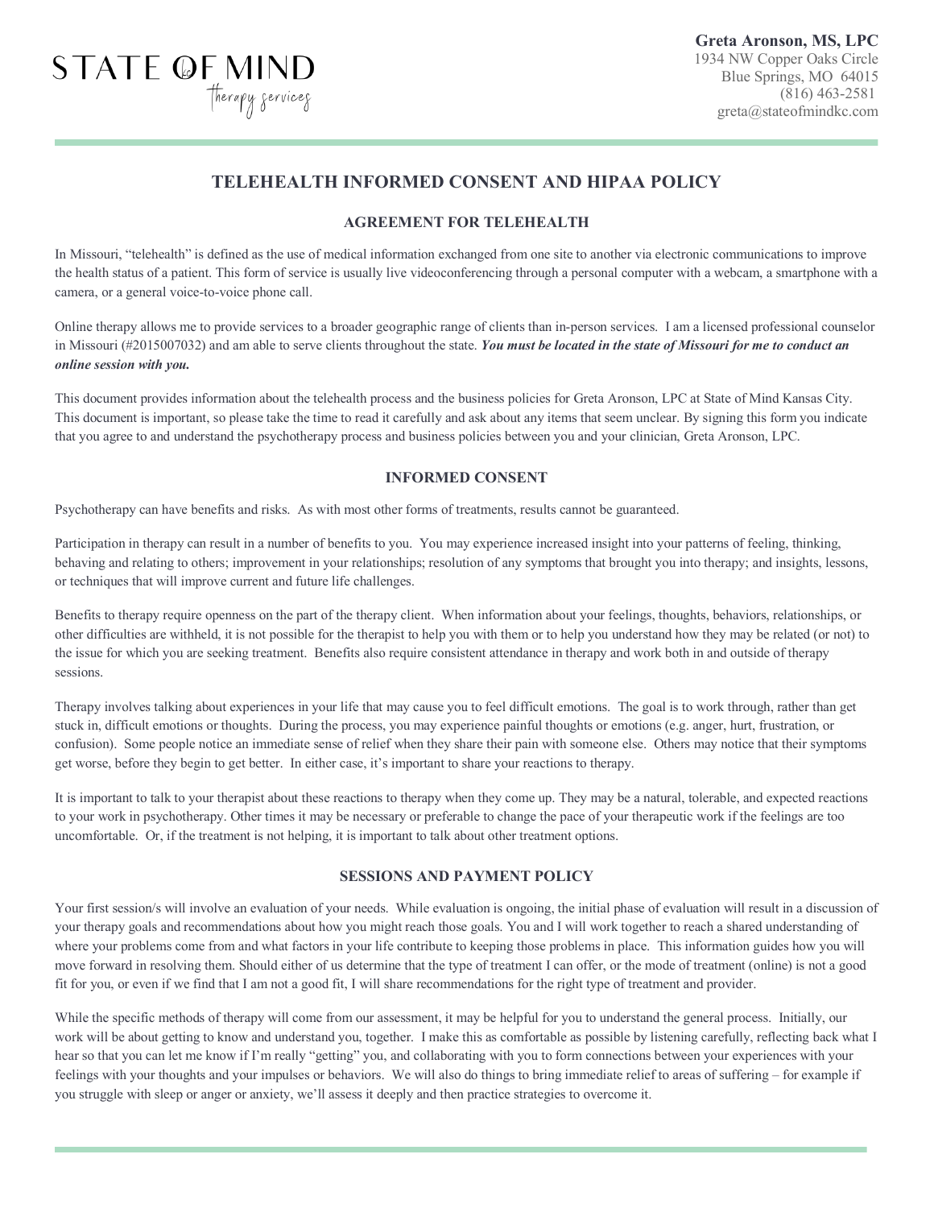STATE OF MIND therapy services

**Greta Aronson, MS, LPC**
1934 NW Copper Oaks Circle
Blue Springs, MO 64015
(816) 463-2581
greta@stateofmindkc.com

# TELEHEALTH INFORMED CONSENT AND HIPAA POLICY

## AGREEMENT FOR TELEHEALTH

In Missouri, "telehealth" is defined as the use of medical information exchanged from one site to another via electronic communications to improve the health status of a patient. This form of service is usually live videoconferencing through a personal computer with a webcam, a smartphone with a camera, or a general voice-to-voice phone call.

Online therapy allows me to provide services to a broader geographic range of clients than in-person services. I am a licensed professional counselor in Missouri (#2015007032) and am able to serve clients throughout the state. ***You must be located in the state of Missouri for me to conduct an online session with you.***

This document provides information about the telehealth process and the business policies for Greta Aronson, LPC at State of Mind Kansas City. This document is important, so please take the time to read it carefully and ask about any items that seem unclear. By signing this form you indicate that you agree to and understand the psychotherapy process and business policies between you and your clinician, Greta Aronson, LPC.

## INFORMED CONSENT

Psychotherapy can have benefits and risks. As with most other forms of treatments, results cannot be guaranteed.

Participation in therapy can result in a number of benefits to you. You may experience increased insight into your patterns of feeling, thinking, behaving and relating to others; improvement in your relationships; resolution of any symptoms that brought you into therapy; and insights, lessons, or techniques that will improve current and future life challenges.

Benefits to therapy require openness on the part of the therapy client. When information about your feelings, thoughts, behaviors, relationships, or other difficulties are withheld, it is not possible for the therapist to help you with them or to help you understand how they may be related (or not) to the issue for which you are seeking treatment. Benefits also require consistent attendance in therapy and work both in and outside of therapy sessions.

Therapy involves talking about experiences in your life that may cause you to feel difficult emotions. The goal is to work through, rather than get stuck in, difficult emotions or thoughts. During the process, you may experience painful thoughts or emotions (e.g. anger, hurt, frustration, or confusion). Some people notice an immediate sense of relief when they share their pain with someone else. Others may notice that their symptoms get worse, before they begin to get better. In either case, it's important to share your reactions to therapy.

It is important to talk to your therapist about these reactions to therapy when they come up. They may be a natural, tolerable, and expected reactions to your work in psychotherapy. Other times it may be necessary or preferable to change the pace of your therapeutic work if the feelings are too uncomfortable. Or, if the treatment is not helping, it is important to talk about other treatment options.

## SESSIONS AND PAYMENT POLICY

Your first session/s will involve an evaluation of your needs. While evaluation is ongoing, the initial phase of evaluation will result in a discussion of your therapy goals and recommendations about how you might reach those goals. You and I will work together to reach a shared understanding of where your problems come from and what factors in your life contribute to keeping those problems in place. This information guides how you will move forward in resolving them. Should either of us determine that the type of treatment I can offer, or the mode of treatment (online) is not a good fit for you, or even if we find that I am not a good fit, I will share recommendations for the right type of treatment and provider.

While the specific methods of therapy will come from our assessment, it may be helpful for you to understand the general process. Initially, our work will be about getting to know and understand you, together. I make this as comfortable as possible by listening carefully, reflecting back what I hear so that you can let me know if I'm really "getting" you, and collaborating with you to form connections between your experiences with your feelings with your thoughts and your impulses or behaviors. We will also do things to bring immediate relief to areas of suffering – for example if you struggle with sleep or anger or anxiety, we'll assess it deeply and then practice strategies to overcome it.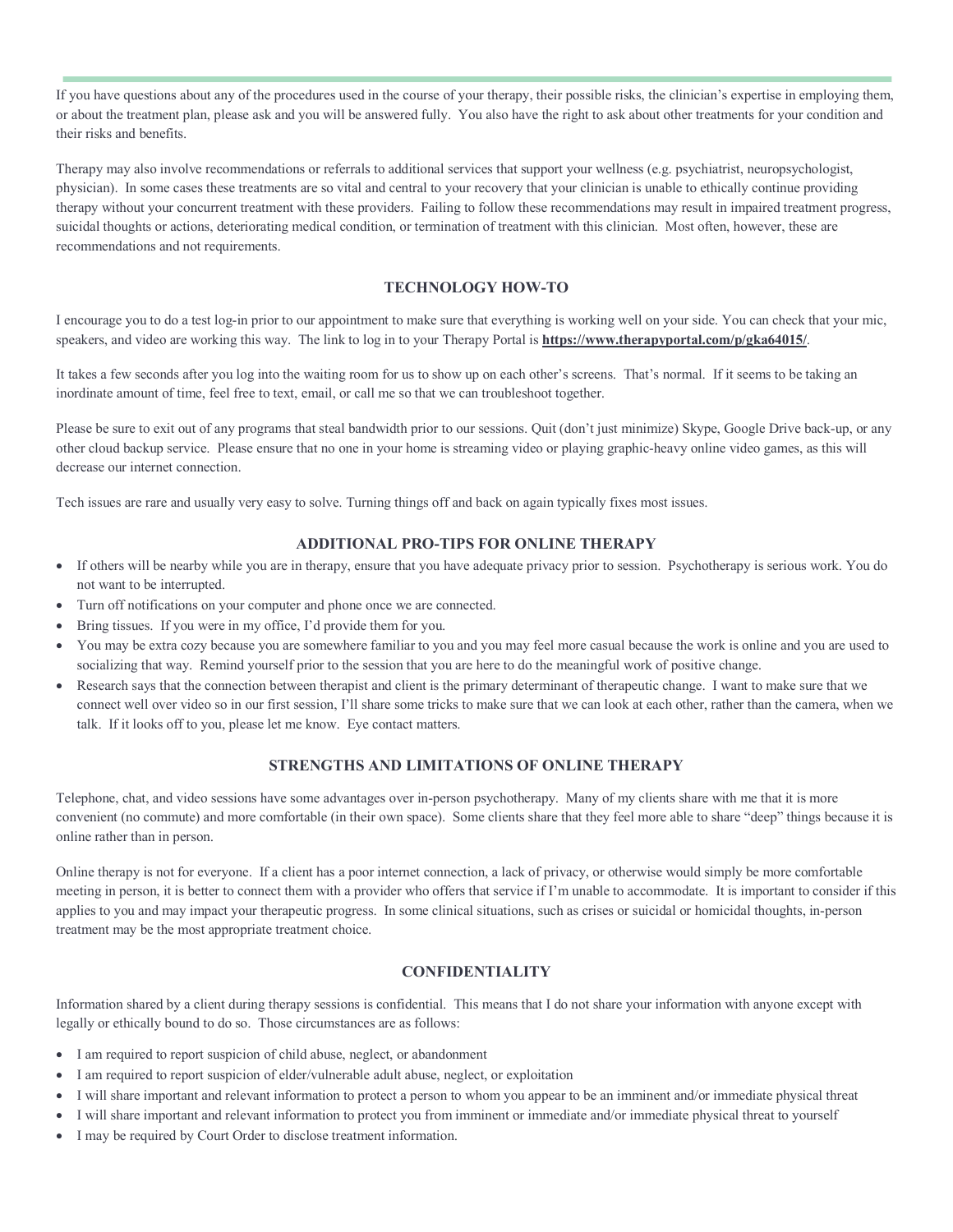If you have questions about any of the procedures used in the course of your therapy, their possible risks, the clinician's expertise in employing them, or about the treatment plan, please ask and you will be answered fully. You also have the right to ask about other treatments for your condition and their risks and benefits.

Therapy may also involve recommendations or referrals to additional services that support your wellness (e.g. psychiatrist, neuropsychologist, physician). In some cases these treatments are so vital and central to your recovery that your clinician is unable to ethically continue providing therapy without your concurrent treatment with these providers. Failing to follow these recommendations may result in impaired treatment progress, suicidal thoughts or actions, deteriorating medical condition, or termination of treatment with this clinician. Most often, however, these are recommendations and not requirements.

## TECHNOLOGY HOW-TO

I encourage you to do a test log-in prior to our appointment to make sure that everything is working well on your side. You can check that your mic, speakers, and video are working this way. The link to log in to your Therapy Portal is **https://www.therapyportal.com/p/gka64015/**.

It takes a few seconds after you log into the waiting room for us to show up on each other's screens. That's normal. If it seems to be taking an inordinate amount of time, feel free to text, email, or call me so that we can troubleshoot together.

Please be sure to exit out of any programs that steal bandwidth prior to our sessions. Quit (don't just minimize) Skype, Google Drive back-up, or any other cloud backup service. Please ensure that no one in your home is streaming video or playing graphic-heavy online video games, as this will decrease our internet connection.

Tech issues are rare and usually very easy to solve. Turning things off and back on again typically fixes most issues.

## ADDITIONAL PRO-TIPS FOR ONLINE THERAPY

- If others will be nearby while you are in therapy, ensure that you have adequate privacy prior to session. Psychotherapy is serious work. You do not want to be interrupted.
- Turn off notifications on your computer and phone once we are connected.
- Bring tissues. If you were in my office, I'd provide them for you.
- You may be extra cozy because you are somewhere familiar to you and you may feel more casual because the work is online and you are used to socializing that way. Remind yourself prior to the session that you are here to do the meaningful work of positive change.
- Research says that the connection between therapist and client is the primary determinant of therapeutic change. I want to make sure that we connect well over video so in our first session, I'll share some tricks to make sure that we can look at each other, rather than the camera, when we talk. If it looks off to you, please let me know. Eye contact matters.

## STRENGTHS AND LIMITATIONS OF ONLINE THERAPY

Telephone, chat, and video sessions have some advantages over in-person psychotherapy. Many of my clients share with me that it is more convenient (no commute) and more comfortable (in their own space). Some clients share that they feel more able to share "deep" things because it is online rather than in person.

Online therapy is not for everyone. If a client has a poor internet connection, a lack of privacy, or otherwise would simply be more comfortable meeting in person, it is better to connect them with a provider who offers that service if I'm unable to accommodate. It is important to consider if this applies to you and may impact your therapeutic progress. In some clinical situations, such as crises or suicidal or homicidal thoughts, in-person treatment may be the most appropriate treatment choice.

## CONFIDENTIALITY

Information shared by a client during therapy sessions is confidential. This means that I do not share your information with anyone except with legally or ethically bound to do so. Those circumstances are as follows:

- I am required to report suspicion of child abuse, neglect, or abandonment
- I am required to report suspicion of elder/vulnerable adult abuse, neglect, or exploitation
- I will share important and relevant information to protect a person to whom you appear to be an imminent and/or immediate physical threat
- I will share important and relevant information to protect you from imminent or immediate and/or immediate physical threat to yourself
- I may be required by Court Order to disclose treatment information.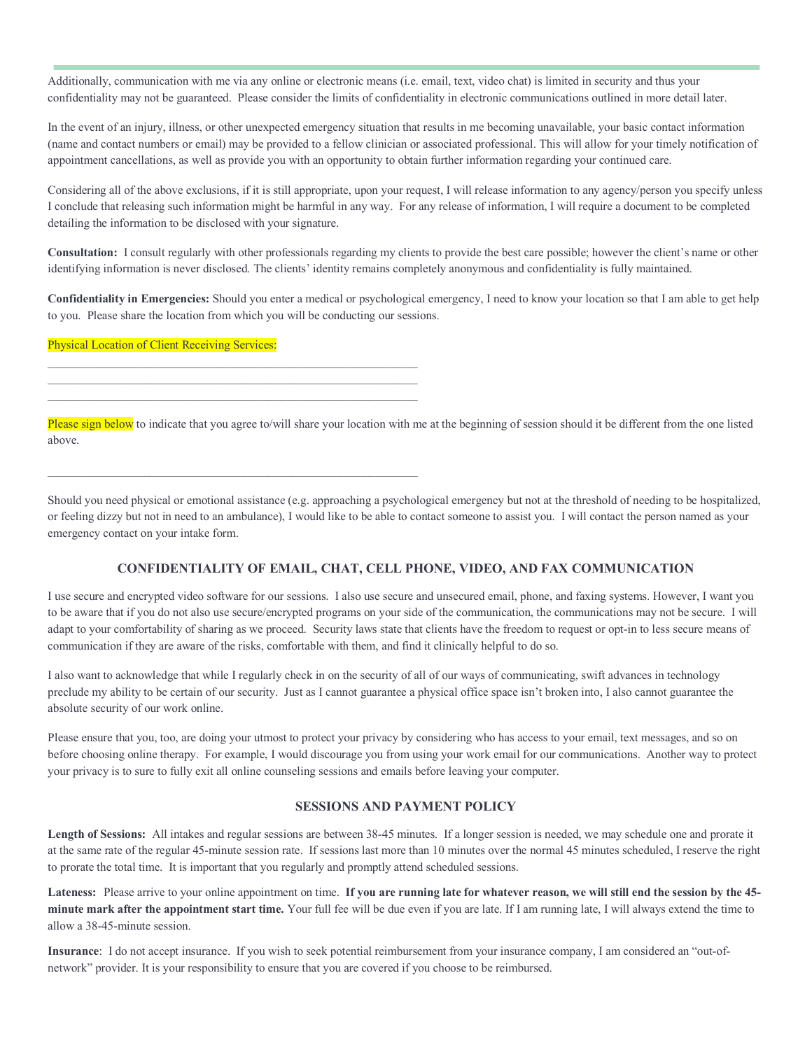Additionally, communication with me via any online or electronic means (i.e. email, text, video chat) is limited in security and thus your confidentiality may not be guaranteed. Please consider the limits of confidentiality in electronic communications outlined in more detail later.

In the event of an injury, illness, or other unexpected emergency situation that results in me becoming unavailable, your basic contact information (name and contact numbers or email) may be provided to a fellow clinician or associated professional. This will allow for your timely notification of appointment cancellations, as well as provide you with an opportunity to obtain further information regarding your continued care.

Considering all of the above exclusions, if it is still appropriate, upon your request, I will release information to any agency/person you specify unless I conclude that releasing such information might be harmful in any way. For any release of information, I will require a document to be completed detailing the information to be disclosed with your signature.

**Consultation:** I consult regularly with other professionals regarding my clients to provide the best care possible; however the client's name or other identifying information is never disclosed. The clients' identity remains completely anonymous and confidentiality is fully maintained.

**Confidentiality in Emergencies:** Should you enter a medical or psychological emergency, I need to know your location so that I am able to get help to you. Please share the location from which you will be conducting our sessions.

Physical Location of Client Receiving Services:

_______________________________________________________________
_______________________________________________________________
_______________________________________________________________

Please sign below to indicate that you agree to/will share your location with me at the beginning of session should it be different from the one listed above.

_______________________________________________________________

Should you need physical or emotional assistance (e.g. approaching a psychological emergency but not at the threshold of needing to be hospitalized, or feeling dizzy but not in need to an ambulance), I would like to be able to contact someone to assist you. I will contact the person named as your emergency contact on your intake form.

## CONFIDENTIALITY OF EMAIL, CHAT, CELL PHONE, VIDEO, AND FAX COMMUNICATION

I use secure and encrypted video software for our sessions. I also use secure and unsecured email, phone, and faxing systems. However, I want you to be aware that if you do not also use secure/encrypted programs on your side of the communication, the communications may not be secure. I will adapt to your comfortability of sharing as we proceed. Security laws state that clients have the freedom to request or opt-in to less secure means of communication if they are aware of the risks, comfortable with them, and find it clinically helpful to do so.

I also want to acknowledge that while I regularly check in on the security of all of our ways of communicating, swift advances in technology preclude my ability to be certain of our security. Just as I cannot guarantee a physical office space isn't broken into, I also cannot guarantee the absolute security of our work online.

Please ensure that you, too, are doing your utmost to protect your privacy by considering who has access to your email, text messages, and so on before choosing online therapy. For example, I would discourage you from using your work email for our communications. Another way to protect your privacy is to sure to fully exit all online counseling sessions and emails before leaving your computer.

## SESSIONS AND PAYMENT POLICY

**Length of Sessions:** All intakes and regular sessions are between 38-45 minutes. If a longer session is needed, we may schedule one and prorate it at the same rate of the regular 45-minute session rate. If sessions last more than 10 minutes over the normal 45 minutes scheduled, I reserve the right to prorate the total time. It is important that you regularly and promptly attend scheduled sessions.

**Lateness:** Please arrive to your online appointment on time. **If you are running late for whatever reason, we will still end the session by the 45-minute mark after the appointment start time.** Your full fee will be due even if you are late. If I am running late, I will always extend the time to allow a 38-45-minute session.

**Insurance**: I do not accept insurance. If you wish to seek potential reimbursement from your insurance company, I am considered an "out-of-network" provider. It is your responsibility to ensure that you are covered if you choose to be reimbursed.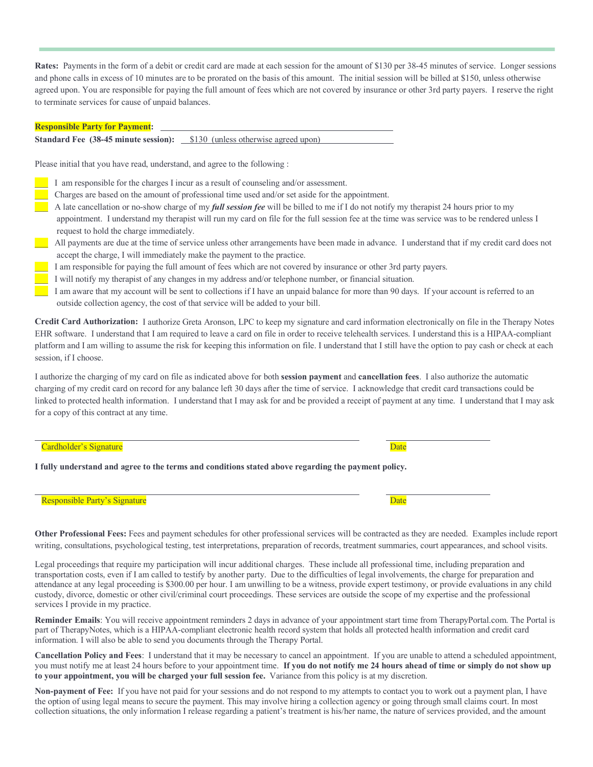**Rates:** Payments in the form of a debit or credit card are made at each session for the amount of $130 per 38-45 minutes of service. Longer sessions and phone calls in excess of 10 minutes are to be prorated on the basis of this amount. The initial session will be billed at $150, unless otherwise agreed upon. You are responsible for paying the full amount of fees which are not covered by insurance or other 3rd party payers. I reserve the right to terminate services for cause of unpaid balances.

**Responsible Party for Payment:** ______________________________

**Standard Fee (38-45 minute session):** $130 (unless otherwise agreed upon)

Please initial that you have read, understand, and agree to the following :

___ I am responsible for the charges I incur as a result of counseling and/or assessment.

___ Charges are based on the amount of professional time used and/or set aside for the appointment.

___ A late cancellation or no-show charge of my ***full session fee*** will be billed to me if I do not notify my therapist 24 hours prior to my appointment. I understand my therapist will run my card on file for the full session fee at the time was service was to be rendered unless I request to hold the charge immediately.

___ All payments are due at the time of service unless other arrangements have been made in advance. I understand that if my credit card does not accept the charge, I will immediately make the payment to the practice.

___ I am responsible for paying the full amount of fees which are not covered by insurance or other 3rd party payers.

___ I will notify my therapist of any changes in my address and/or telephone number, or financial situation.

___ I am aware that my account will be sent to collections if I have an unpaid balance for more than 90 days. If your account is referred to an outside collection agency, the cost of that service will be added to your bill.

**Credit Card Authorization:** I authorize Greta Aronson, LPC to keep my signature and card information electronically on file in the Therapy Notes EHR software. I understand that I am required to leave a card on file in order to receive telehealth services. I understand this is a HIPAA-compliant platform and I am willing to assume the risk for keeping this information on file. I understand that I still have the option to pay cash or check at each session, if I choose.

I authorize the charging of my card on file as indicated above for both **session payment** and **cancellation fees**. I also authorize the automatic charging of my credit card on record for any balance left 30 days after the time of service. I acknowledge that credit card transactions could be linked to protected health information. I understand that I may ask for and be provided a receipt of payment at any time. I understand that I may ask for a copy of this contract at any time.

______________________________ ______________

Cardholder's Signature Date

**I fully understand and agree to the terms and conditions stated above regarding the payment policy.**

______________________________ ______________

Responsible Party's Signature Date

**Other Professional Fees:** Fees and payment schedules for other professional services will be contracted as they are needed. Examples include report writing, consultations, psychological testing, test interpretations, preparation of records, treatment summaries, court appearances, and school visits.

Legal proceedings that require my participation will incur additional charges. These include all professional time, including preparation and transportation costs, even if I am called to testify by another party. Due to the difficulties of legal involvements, the charge for preparation and attendance at any legal proceeding is $300.00 per hour. I am unwilling to be a witness, provide expert testimony, or provide evaluations in any child custody, divorce, domestic or other civil/criminal court proceedings. These services are outside the scope of my expertise and the professional services I provide in my practice.

**Reminder Emails**: You will receive appointment reminders 2 days in advance of your appointment start time from TherapyPortal.com. The Portal is part of TherapyNotes, which is a HIPAA-compliant electronic health record system that holds all protected health information and credit card information. I will also be able to send you documents through the Therapy Portal.

**Cancellation Policy and Fees**: I understand that it may be necessary to cancel an appointment. If you are unable to attend a scheduled appointment, you must notify me at least 24 hours before to your appointment time. **If you do not notify me 24 hours ahead of time or simply do not show up to your appointment, you will be charged your full session fee.** Variance from this policy is at my discretion.

**Non-payment of Fee:** If you have not paid for your sessions and do not respond to my attempts to contact you to work out a payment plan, I have the option of using legal means to secure the payment. This may involve hiring a collection agency or going through small claims court. In most collection situations, the only information I release regarding a patient's treatment is his/her name, the nature of services provided, and the amount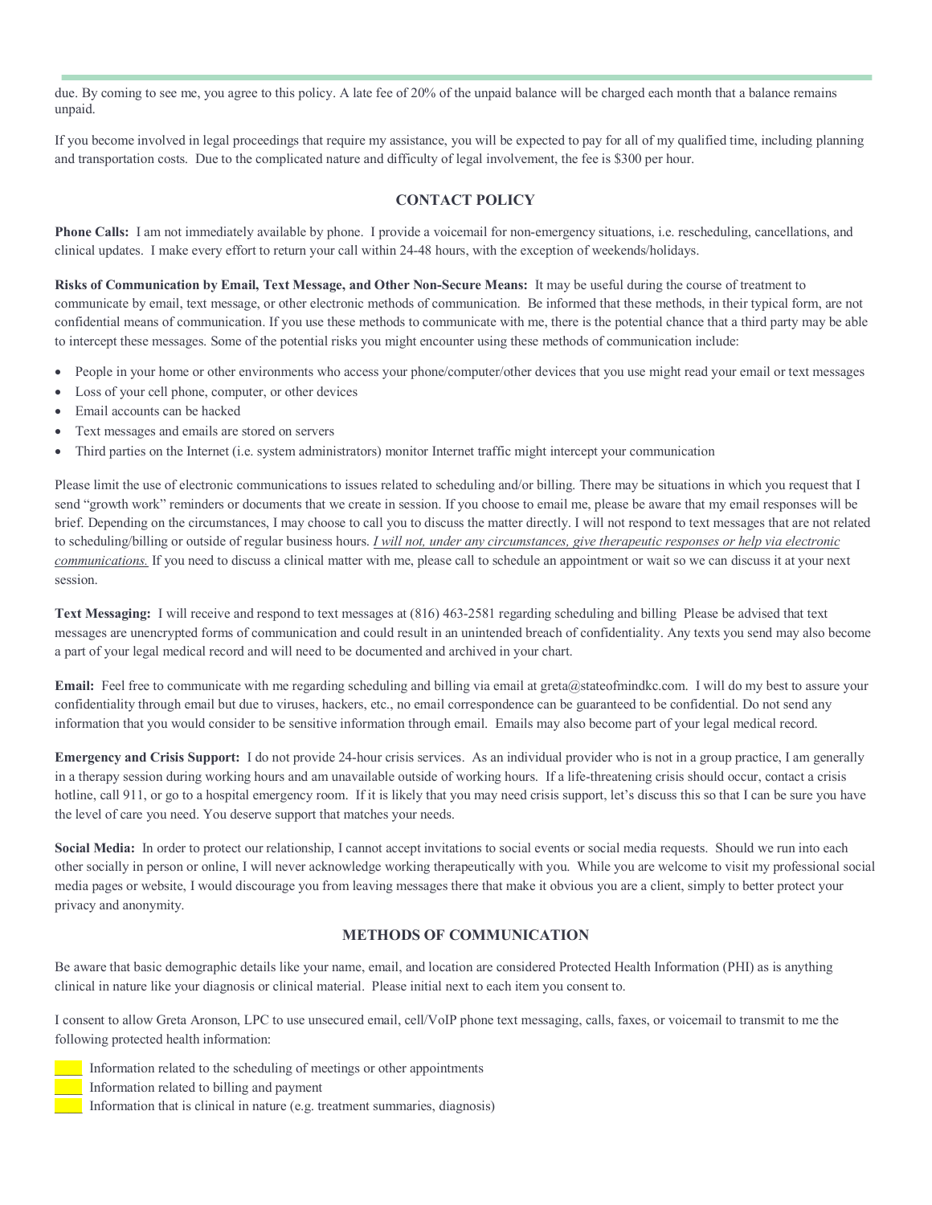due. By coming to see me, you agree to this policy. A late fee of 20% of the unpaid balance will be charged each month that a balance remains unpaid.

If you become involved in legal proceedings that require my assistance, you will be expected to pay for all of my qualified time, including planning and transportation costs. Due to the complicated nature and difficulty of legal involvement, the fee is $300 per hour.

## CONTACT POLICY

**Phone Calls:** I am not immediately available by phone. I provide a voicemail for non-emergency situations, i.e. rescheduling, cancellations, and clinical updates. I make every effort to return your call within 24-48 hours, with the exception of weekends/holidays.

**Risks of Communication by Email, Text Message, and Other Non-Secure Means:** It may be useful during the course of treatment to communicate by email, text message, or other electronic methods of communication. Be informed that these methods, in their typical form, are not confidential means of communication. If you use these methods to communicate with me, there is the potential chance that a third party may be able to intercept these messages. Some of the potential risks you might encounter using these methods of communication include:

- People in your home or other environments who access your phone/computer/other devices that you use might read your email or text messages
- Loss of your cell phone, computer, or other devices
- Email accounts can be hacked
- Text messages and emails are stored on servers
- Third parties on the Internet (i.e. system administrators) monitor Internet traffic might intercept your communication

Please limit the use of electronic communications to issues related to scheduling and/or billing. There may be situations in which you request that I send "growth work" reminders or documents that we create in session. If you choose to email me, please be aware that my email responses will be brief. Depending on the circumstances, I may choose to call you to discuss the matter directly. I will not respond to text messages that are not related to scheduling/billing or outside of regular business hours. *I will not, under any circumstances, give therapeutic responses or help via electronic communications.* If you need to discuss a clinical matter with me, please call to schedule an appointment or wait so we can discuss it at your next session.

**Text Messaging:** I will receive and respond to text messages at (816) 463-2581 regarding scheduling and billing Please be advised that text messages are unencrypted forms of communication and could result in an unintended breach of confidentiality. Any texts you send may also become a part of your legal medical record and will need to be documented and archived in your chart.

**Email:** Feel free to communicate with me regarding scheduling and billing via email at greta@stateofmindkc.com. I will do my best to assure your confidentiality through email but due to viruses, hackers, etc., no email correspondence can be guaranteed to be confidential. Do not send any information that you would consider to be sensitive information through email. Emails may also become part of your legal medical record.

**Emergency and Crisis Support:** I do not provide 24-hour crisis services. As an individual provider who is not in a group practice, I am generally in a therapy session during working hours and am unavailable outside of working hours. If a life-threatening crisis should occur, contact a crisis hotline, call 911, or go to a hospital emergency room. If it is likely that you may need crisis support, let's discuss this so that I can be sure you have the level of care you need. You deserve support that matches your needs.

**Social Media:** In order to protect our relationship, I cannot accept invitations to social events or social media requests. Should we run into each other socially in person or online, I will never acknowledge working therapeutically with you. While you are welcome to visit my professional social media pages or website, I would discourage you from leaving messages there that make it obvious you are a client, simply to better protect your privacy and anonymity.

## METHODS OF COMMUNICATION

Be aware that basic demographic details like your name, email, and location are considered Protected Health Information (PHI) as is anything clinical in nature like your diagnosis or clinical material. Please initial next to each item you consent to.

I consent to allow Greta Aronson, LPC to use unsecured email, cell/VoIP phone text messaging, calls, faxes, or voicemail to transmit to me the following protected health information:

____ Information related to the scheduling of meetings or other appointments
____ Information related to billing and payment
____ Information that is clinical in nature (e.g. treatment summaries, diagnosis)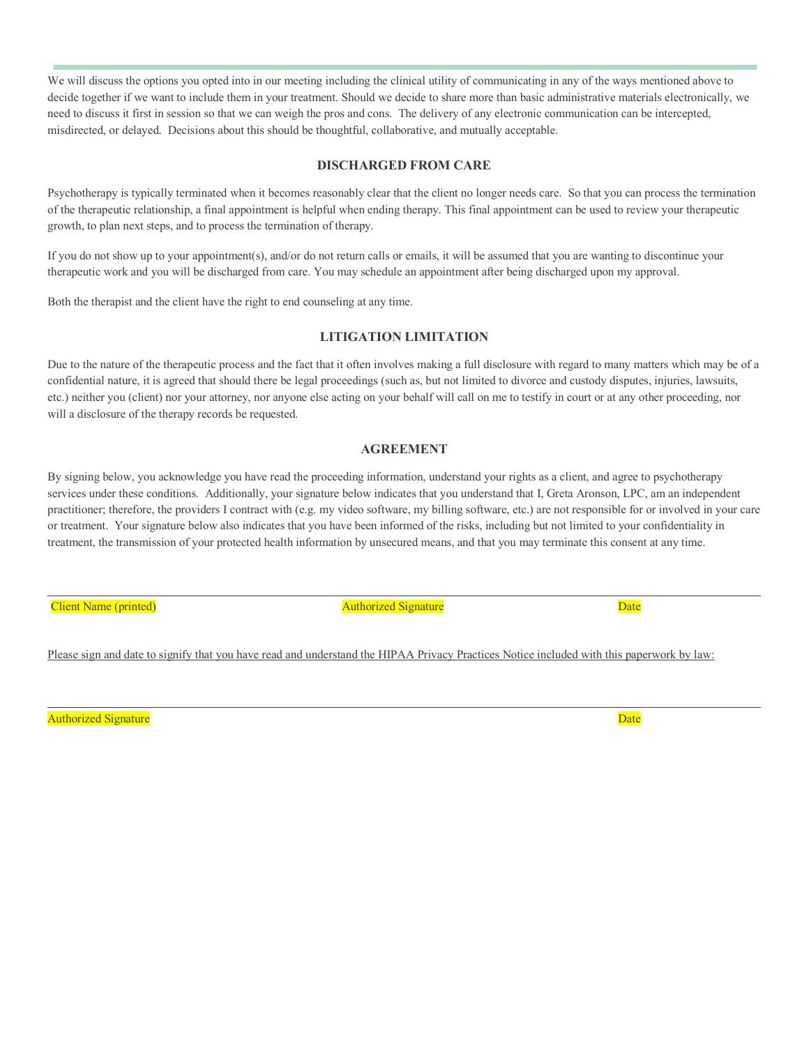We will discuss the options you opted into in our meeting including the clinical utility of communicating in any of the ways mentioned above to decide together if we want to include them in your treatment. Should we decide to share more than basic administrative materials electronically, we need to discuss it first in session so that we can weigh the pros and cons. The delivery of any electronic communication can be intercepted, misdirected, or delayed. Decisions about this should be thoughtful, collaborative, and mutually acceptable.

## DISCHARGED FROM CARE

Psychotherapy is typically terminated when it becomes reasonably clear that the client no longer needs care. So that you can process the termination of the therapeutic relationship, a final appointment is helpful when ending therapy. This final appointment can be used to review your therapeutic growth, to plan next steps, and to process the termination of therapy.

If you do not show up to your appointment(s), and/or do not return calls or emails, it will be assumed that you are wanting to discontinue your therapeutic work and you will be discharged from care. You may schedule an appointment after being discharged upon my approval.

Both the therapist and the client have the right to end counseling at any time.

## LITIGATION LIMITATION

Due to the nature of the therapeutic process and the fact that it often involves making a full disclosure with regard to many matters which may be of a confidential nature, it is agreed that should there be legal proceedings (such as, but not limited to divorce and custody disputes, injuries, lawsuits, etc.) neither you (client) nor your attorney, nor anyone else acting on your behalf will call on me to testify in court or at any other proceeding, nor will a disclosure of the therapy records be requested.

## AGREEMENT

By signing below, you acknowledge you have read the proceeding information, understand your rights as a client, and agree to psychotherapy services under these conditions. Additionally, your signature below indicates that you understand that I, Greta Aronson, LPC, am an independent practitioner; therefore, the providers I contract with (e.g. my video software, my billing software, etc.) are not responsible for or involved in your care or treatment. Your signature below also indicates that you have been informed of the risks, including but not limited to your confidentiality in treatment, the transmission of your protected health information by unsecured means, and that you may terminate this consent at any time.

______________________________________________________________________________

Client Name (printed) Authorized Signature Date

Please sign and date to signify that you have read and understand the HIPAA Privacy Practices Notice included with this paperwork by law:

______________________________________________________________________________

Authorized Signature Date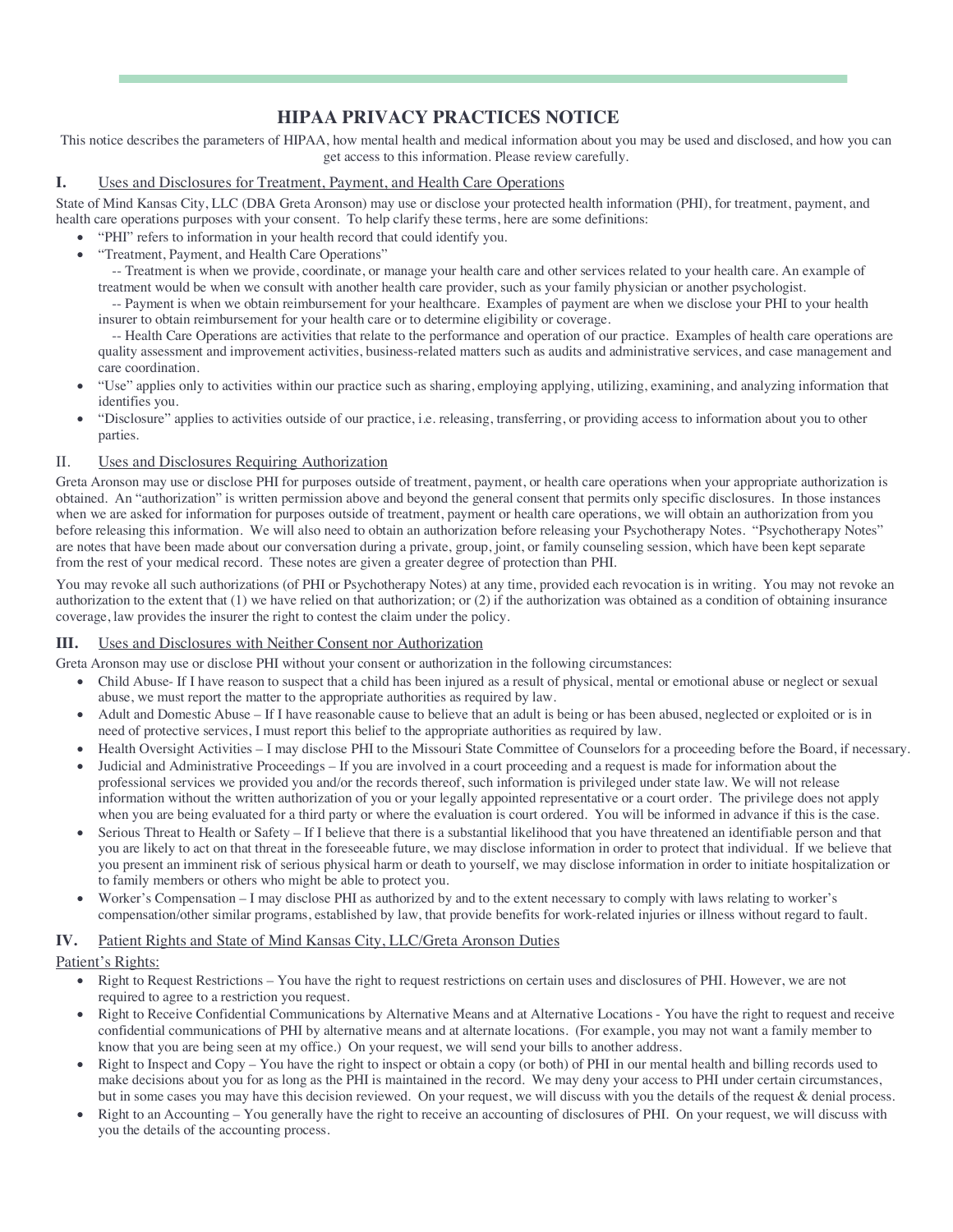# HIPAA PRIVACY PRACTICES NOTICE

This notice describes the parameters of HIPAA, how mental health and medical information about you may be used and disclosed, and how you can get access to this information. Please review carefully.

## I. Uses and Disclosures for Treatment, Payment, and Health Care Operations

State of Mind Kansas City, LLC (DBA Greta Aronson) may use or disclose your protected health information (PHI), for treatment, payment, and health care operations purposes with your consent. To help clarify these terms, here are some definitions:

- "PHI" refers to information in your health record that could identify you.
- "Treatment, Payment, and Health Care Operations"
  -- Treatment is when we provide, coordinate, or manage your health care and other services related to your health care. An example of treatment would be when we consult with another health care provider, such as your family physician or another psychologist.
  -- Payment is when we obtain reimbursement for your healthcare. Examples of payment are when we disclose your PHI to your health insurer to obtain reimbursement for your health care or to determine eligibility or coverage.
  -- Health Care Operations are activities that relate to the performance and operation of our practice. Examples of health care operations are quality assessment and improvement activities, business-related matters such as audits and administrative services, and case management and care coordination.
- "Use" applies only to activities within our practice such as sharing, employing applying, utilizing, examining, and analyzing information that identifies you.
- "Disclosure" applies to activities outside of our practice, i.e. releasing, transferring, or providing access to information about you to other parties.

## II. Uses and Disclosures Requiring Authorization

Greta Aronson may use or disclose PHI for purposes outside of treatment, payment, or health care operations when your appropriate authorization is obtained. An "authorization" is written permission above and beyond the general consent that permits only specific disclosures. In those instances when we are asked for information for purposes outside of treatment, payment or health care operations, we will obtain an authorization from you before releasing this information. We will also need to obtain an authorization before releasing your Psychotherapy Notes. "Psychotherapy Notes" are notes that have been made about our conversation during a private, group, joint, or family counseling session, which have been kept separate from the rest of your medical record. These notes are given a greater degree of protection than PHI.

You may revoke all such authorizations (of PHI or Psychotherapy Notes) at any time, provided each revocation is in writing. You may not revoke an authorization to the extent that (1) we have relied on that authorization; or (2) if the authorization was obtained as a condition of obtaining insurance coverage, law provides the insurer the right to contest the claim under the policy.

## III. Uses and Disclosures with Neither Consent nor Authorization

Greta Aronson may use or disclose PHI without your consent or authorization in the following circumstances:

- Child Abuse- If I have reason to suspect that a child has been injured as a result of physical, mental or emotional abuse or neglect or sexual abuse, we must report the matter to the appropriate authorities as required by law.
- Adult and Domestic Abuse – If I have reasonable cause to believe that an adult is being or has been abused, neglected or exploited or is in need of protective services, I must report this belief to the appropriate authorities as required by law.
- Health Oversight Activities – I may disclose PHI to the Missouri State Committee of Counselors for a proceeding before the Board, if necessary.
- Judicial and Administrative Proceedings – If you are involved in a court proceeding and a request is made for information about the professional services we provided you and/or the records thereof, such information is privileged under state law. We will not release information without the written authorization of you or your legally appointed representative or a court order. The privilege does not apply when you are being evaluated for a third party or where the evaluation is court ordered. You will be informed in advance if this is the case.
- Serious Threat to Health or Safety – If I believe that there is a substantial likelihood that you have threatened an identifiable person and that you are likely to act on that threat in the foreseeable future, we may disclose information in order to protect that individual. If we believe that you present an imminent risk of serious physical harm or death to yourself, we may disclose information in order to initiate hospitalization or to family members or others who might be able to protect you.
- Worker's Compensation – I may disclose PHI as authorized by and to the extent necessary to comply with laws relating to worker's compensation/other similar programs, established by law, that provide benefits for work-related injuries or illness without regard to fault.

## IV. Patient Rights and State of Mind Kansas City, LLC/Greta Aronson Duties

### Patient's Rights:

- Right to Request Restrictions – You have the right to request restrictions on certain uses and disclosures of PHI. However, we are not required to agree to a restriction you request.
- Right to Receive Confidential Communications by Alternative Means and at Alternative Locations - You have the right to request and receive confidential communications of PHI by alternative means and at alternate locations. (For example, you may not want a family member to know that you are being seen at my office.) On your request, we will send your bills to another address.
- Right to Inspect and Copy – You have the right to inspect or obtain a copy (or both) of PHI in our mental health and billing records used to make decisions about you for as long as the PHI is maintained in the record. We may deny your access to PHI under certain circumstances, but in some cases you may have this decision reviewed. On your request, we will discuss with you the details of the request & denial process.
- Right to an Accounting – You generally have the right to receive an accounting of disclosures of PHI. On your request, we will discuss with you the details of the accounting process.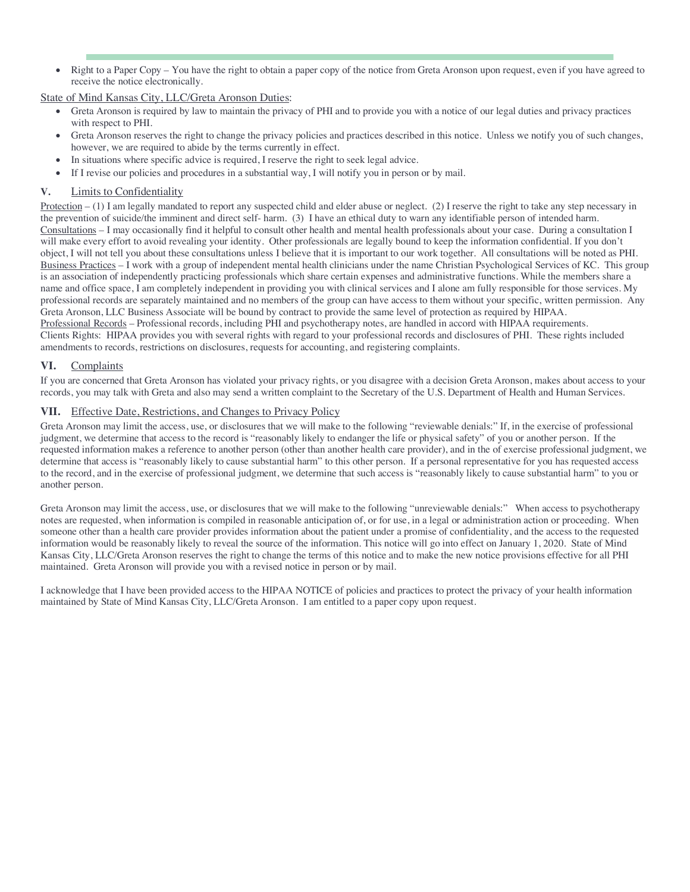- Right to a Paper Copy – You have the right to obtain a paper copy of the notice from Greta Aronson upon request, even if you have agreed to receive the notice electronically.

State of Mind Kansas City, LLC/Greta Aronson Duties:

- Greta Aronson is required by law to maintain the privacy of PHI and to provide you with a notice of our legal duties and privacy practices with respect to PHI.
- Greta Aronson reserves the right to change the privacy policies and practices described in this notice. Unless we notify you of such changes, however, we are required to abide by the terms currently in effect.
- In situations where specific advice is required, I reserve the right to seek legal advice.
- If I revise our policies and procedures in a substantial way, I will notify you in person or by mail.

## V. Limits to Confidentiality

Protection – (1) I am legally mandated to report any suspected child and elder abuse or neglect. (2) I reserve the right to take any step necessary in the prevention of suicide/the imminent and direct self- harm. (3) I have an ethical duty to warn any identifiable person of intended harm.
Consultations – I may occasionally find it helpful to consult other health and mental health professionals about your case. During a consultation I will make every effort to avoid revealing your identity. Other professionals are legally bound to keep the information confidential. If you don't object, I will not tell you about these consultations unless I believe that it is important to our work together. All consultations will be noted as PHI.
Business Practices – I work with a group of independent mental health clinicians under the name Christian Psychological Services of KC. This group is an association of independently practicing professionals which share certain expenses and administrative functions. While the members share a name and office space, I am completely independent in providing you with clinical services and I alone am fully responsible for those services. My professional records are separately maintained and no members of the group can have access to them without your specific, written permission. Any Greta Aronson, LLC Business Associate will be bound by contract to provide the same level of protection as required by HIPAA.
Professional Records – Professional records, including PHI and psychotherapy notes, are handled in accord with HIPAA requirements.
Clients Rights: HIPAA provides you with several rights with regard to your professional records and disclosures of PHI. These rights included amendments to records, restrictions on disclosures, requests for accounting, and registering complaints.

## VI. Complaints

If you are concerned that Greta Aronson has violated your privacy rights, or you disagree with a decision Greta Aronson, makes about access to your records, you may talk with Greta and also may send a written complaint to the Secretary of the U.S. Department of Health and Human Services.

## VII. Effective Date, Restrictions, and Changes to Privacy Policy

Greta Aronson may limit the access, use, or disclosures that we will make to the following "reviewable denials:" If, in the exercise of professional judgment, we determine that access to the record is "reasonably likely to endanger the life or physical safety" of you or another person. If the requested information makes a reference to another person (other than another health care provider), and in the of exercise professional judgment, we determine that access is "reasonably likely to cause substantial harm" to this other person. If a personal representative for you has requested access to the record, and in the exercise of professional judgment, we determine that such access is "reasonably likely to cause substantial harm" to you or another person.

Greta Aronson may limit the access, use, or disclosures that we will make to the following "unreviewable denials:" When access to psychotherapy notes are requested, when information is compiled in reasonable anticipation of, or for use, in a legal or administration action or proceeding. When someone other than a health care provider provides information about the patient under a promise of confidentiality, and the access to the requested information would be reasonably likely to reveal the source of the information. This notice will go into effect on January 1, 2020. State of Mind Kansas City, LLC/Greta Aronson reserves the right to change the terms of this notice and to make the new notice provisions effective for all PHI maintained. Greta Aronson will provide you with a revised notice in person or by mail.

I acknowledge that I have been provided access to the HIPAA NOTICE of policies and practices to protect the privacy of your health information maintained by State of Mind Kansas City, LLC/Greta Aronson. I am entitled to a paper copy upon request.